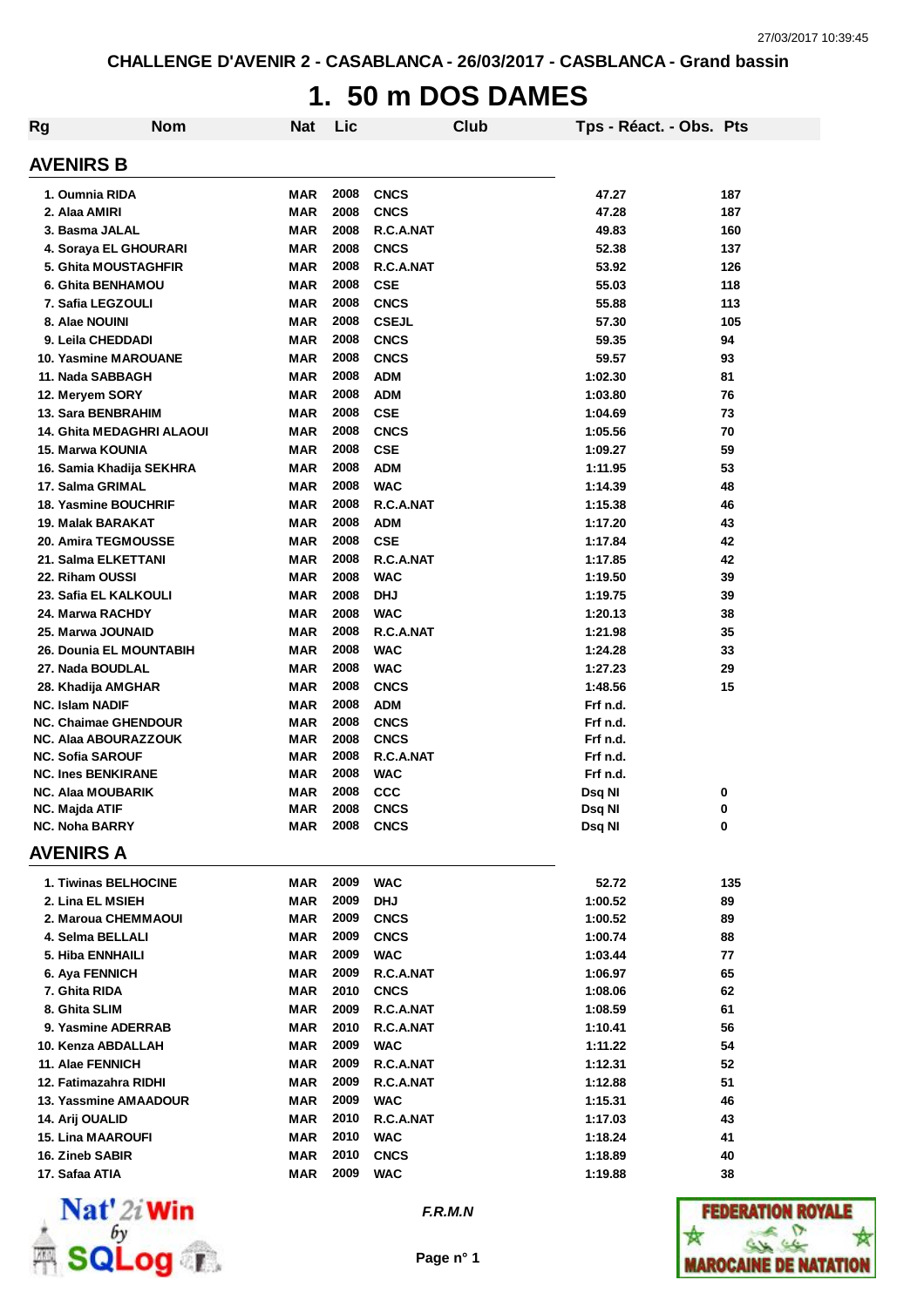CHALLENGE D'AVENIR 2 - CASABLANCA - 26/03/2017 - CASBLANCA - Grand bassin

# 1. 50 m DOS DAMES

| Rg | Nom | Nat | Lic | Club | Tps - Réact. - Obs. | Pts |
|---|---|---|---|---|---|---|
| **AVENIRS B** | | | | | | |
| 1. | Oumnia RIDA | MAR | 2008 | CNCS | 47.27 | 187 |
| 2. | Alaa AMIRI | MAR | 2008 | CNCS | 47.28 | 187 |
| 3. | Basma JALAL | MAR | 2008 | R.C.A.NAT | 49.83 | 160 |
| 4. | Soraya EL GHOURARI | MAR | 2008 | CNCS | 52.38 | 137 |
| 5. | Ghita MOUSTAGHFIR | MAR | 2008 | R.C.A.NAT | 53.92 | 126 |
| 6. | Ghita BENHAMOU | MAR | 2008 | CSE | 55.03 | 118 |
| 7. | Safia LEGZOULI | MAR | 2008 | CNCS | 55.88 | 113 |
| 8. | Alae NOUINI | MAR | 2008 | CSEJL | 57.30 | 105 |
| 9. | Leila CHEDDADI | MAR | 2008 | CNCS | 59.35 | 94 |
| 10. | Yasmine MAROUANE | MAR | 2008 | CNCS | 59.57 | 93 |
| 11. | Nada SABBAGH | MAR | 2008 | ADM | 1:02.30 | 81 |
| 12. | Meryem SORY | MAR | 2008 | ADM | 1:03.80 | 76 |
| 13. | Sara BENBRAHIM | MAR | 2008 | CSE | 1:04.69 | 73 |
| 14. | Ghita MEDAGHRI ALAOUI | MAR | 2008 | CNCS | 1:05.56 | 70 |
| 15. | Marwa KOUNIA | MAR | 2008 | CSE | 1:09.27 | 59 |
| 16. | Samia Khadija SEKHRA | MAR | 2008 | ADM | 1:11.95 | 53 |
| 17. | Salma GRIMAL | MAR | 2008 | WAC | 1:14.39 | 48 |
| 18. | Yasmine BOUCHRIF | MAR | 2008 | R.C.A.NAT | 1:15.38 | 46 |
| 19. | Malak BARAKAT | MAR | 2008 | ADM | 1:17.20 | 43 |
| 20. | Amira TEGMOUSSE | MAR | 2008 | CSE | 1:17.84 | 42 |
| 21. | Salma ELKETTANI | MAR | 2008 | R.C.A.NAT | 1:17.85 | 42 |
| 22. | Riham OUSSI | MAR | 2008 | WAC | 1:19.50 | 39 |
| 23. | Safia EL KALKOULI | MAR | 2008 | DHJ | 1:19.75 | 39 |
| 24. | Marwa RACHDY | MAR | 2008 | WAC | 1:20.13 | 38 |
| 25. | Marwa JOUNAID | MAR | 2008 | R.C.A.NAT | 1:21.98 | 35 |
| 26. | Dounia EL MOUNTABIH | MAR | 2008 | WAC | 1:24.28 | 33 |
| 27. | Nada BOUDLAL | MAR | 2008 | WAC | 1:27.23 | 29 |
| 28. | Khadija AMGHAR | MAR | 2008 | CNCS | 1:48.56 | 15 |
| NC. | Islam NADIF | MAR | 2008 | ADM | Frf n.d. | |
| NC. | Chaimae GHENDOUR | MAR | 2008 | CNCS | Frf n.d. | |
| NC. | Alaa ABOURAZZOUK | MAR | 2008 | CNCS | Frf n.d. | |
| NC. | Sofia SAROUF | MAR | 2008 | R.C.A.NAT | Frf n.d. | |
| NC. | Ines BENKIRANE | MAR | 2008 | WAC | Frf n.d. | |
| NC. | Alaa MOUBARIK | MAR | 2008 | CCC | Dsq NI | 0 |
| NC. | Majda ATIF | MAR | 2008 | CNCS | Dsq NI | 0 |
| NC. | Noha BARRY | MAR | 2008 | CNCS | Dsq NI | 0 |
| **AVENIRS A** | | | | | | |
| 1. | Tiwinas BELHOCINE | MAR | 2009 | WAC | 52.72 | 135 |
| 2. | Lina EL MSIEH | MAR | 2009 | DHJ | 1:00.52 | 89 |
| 2. | Maroua CHEMMAOUI | MAR | 2009 | CNCS | 1:00.52 | 89 |
| 4. | Selma BELLALI | MAR | 2009 | CNCS | 1:00.74 | 88 |
| 5. | Hiba ENNHAILI | MAR | 2009 | WAC | 1:03.44 | 77 |
| 6. | Aya FENNICH | MAR | 2009 | R.C.A.NAT | 1:06.97 | 65 |
| 7. | Ghita RIDA | MAR | 2010 | CNCS | 1:08.06 | 62 |
| 8. | Ghita SLIM | MAR | 2009 | R.C.A.NAT | 1:08.59 | 61 |
| 9. | Yasmine ADERRAB | MAR | 2010 | R.C.A.NAT | 1:10.41 | 56 |
| 10. | Kenza ABDALLAH | MAR | 2009 | WAC | 1:11.22 | 54 |
| 11. | Alae FENNICH | MAR | 2009 | R.C.A.NAT | 1:12.31 | 52 |
| 12. | Fatimazahra RIDHI | MAR | 2009 | R.C.A.NAT | 1:12.88 | 51 |
| 13. | Yassmine AMAADOUR | MAR | 2009 | WAC | 1:15.31 | 46 |
| 14. | Arij OUALID | MAR | 2010 | R.C.A.NAT | 1:17.03 | 43 |
| 15. | Lina MAAROUFI | MAR | 2010 | WAC | 1:18.24 | 41 |
| 16. | Zineb SABIR | MAR | 2010 | CNCS | 1:18.89 | 40 |
| 17. | Safaa ATIA | MAR | 2009 | WAC | 1:19.88 | 38 |

*F.R.M.N*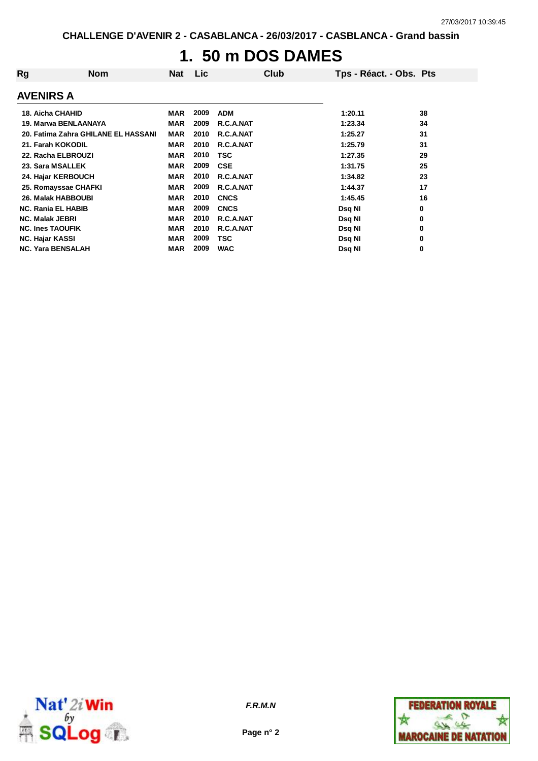# 1. 50 m DOS DAMES

| Rg | Nom | Nat | Lic | Club | Tps - Réact. - Obs. | Pts |
|---|---|---|---|---|---|---|
| **AVENIRS A** | | | | | | |
| 18. | Aicha CHAHID | MAR | 2009 | ADM | 1:20.11 | 38 |
| 19. | Marwa BENLAANAYA | MAR | 2009 | R.C.A.NAT | 1:23.34 | 34 |
| 20. | Fatima Zahra GHILANE EL HASSANI | MAR | 2010 | R.C.A.NAT | 1:25.27 | 31 |
| 21. | Farah KOKODIL | MAR | 2010 | R.C.A.NAT | 1:25.79 | 31 |
| 22. | Racha ELBROUZI | MAR | 2010 | TSC | 1:27.35 | 29 |
| 23. | Sara MSALLEK | MAR | 2009 | CSE | 1:31.75 | 25 |
| 24. | Hajar KERBOUCH | MAR | 2010 | R.C.A.NAT | 1:34.82 | 23 |
| 25. | Romayssae CHAFKI | MAR | 2009 | R.C.A.NAT | 1:44.37 | 17 |
| 26. | Malak HABBOUBI | MAR | 2010 | CNCS | 1:45.45 | 16 |
| NC. | Rania EL HABIB | MAR | 2009 | CNCS | Dsq NI | 0 |
| NC. | Malak JEBRI | MAR | 2010 | R.C.A.NAT | Dsq NI | 0 |
| NC. | Ines TAOUFIK | MAR | 2010 | R.C.A.NAT | Dsq NI | 0 |
| NC. | Hajar KASSI | MAR | 2009 | TSC | Dsq NI | 0 |
| NC. | Yara BENSALAH | MAR | 2009 | WAC | Dsq NI | 0 |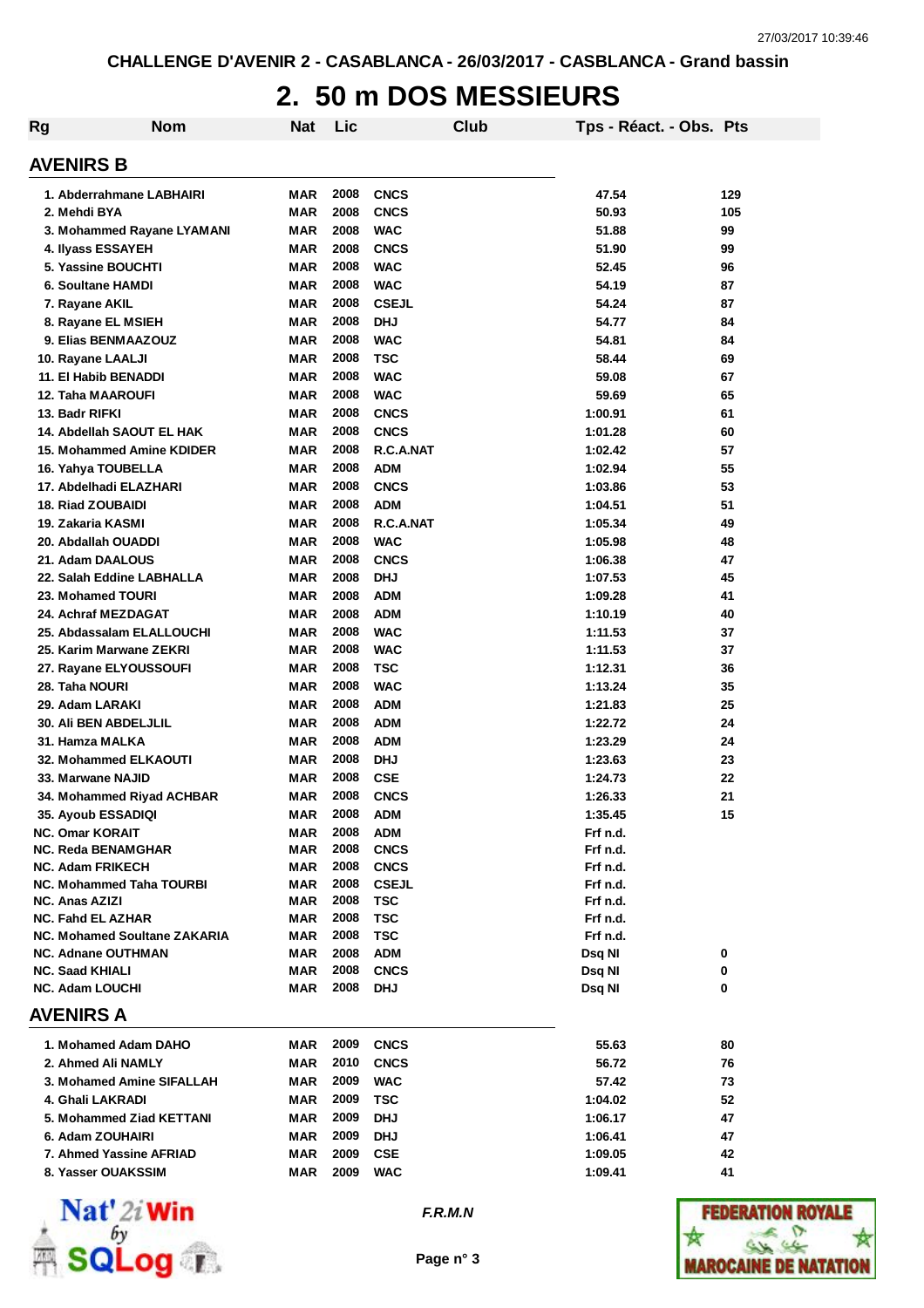CHALLENGE D'AVENIR 2 - CASABLANCA - 26/03/2017 - CASBLANCA - Grand bassin

# 2. 50 m DOS MESSIEURS

| Rg | Nom | Nat | Lic | Club | Tps - Réact. - Obs. | Pts |
|---|---|---|---|---|---|---|

## AVENIRS B

| Rg | Nom | Nat | Lic | Club | Tps - Réact. - Obs. | Pts |
|---|---|---|---|---|---|---|
| 1. | Abderrahmane LABHAIRI | MAR | 2008 | CNCS | 47.54 | 129 |
| 2. | Mehdi BYA | MAR | 2008 | CNCS | 50.93 | 105 |
| 3. | Mohammed Rayane LYAMANI | MAR | 2008 | WAC | 51.88 | 99 |
| 4. | Ilyass ESSAYEH | MAR | 2008 | CNCS | 51.90 | 99 |
| 5. | Yassine BOUCHTI | MAR | 2008 | WAC | 52.45 | 96 |
| 6. | Soultane HAMDI | MAR | 2008 | WAC | 54.19 | 87 |
| 7. | Rayane AKIL | MAR | 2008 | CSEJL | 54.24 | 87 |
| 8. | Rayane EL MSIEH | MAR | 2008 | DHJ | 54.77 | 84 |
| 9. | Elias BENMAAZOUZ | MAR | 2008 | WAC | 54.81 | 84 |
| 10. | Rayane LAALJI | MAR | 2008 | TSC | 58.44 | 69 |
| 11. | El Habib BENADDI | MAR | 2008 | WAC | 59.08 | 67 |
| 12. | Taha MAAROUFI | MAR | 2008 | WAC | 59.69 | 65 |
| 13. | Badr RIFKI | MAR | 2008 | CNCS | 1:00.91 | 61 |
| 14. | Abdellah SAOUT EL HAK | MAR | 2008 | CNCS | 1:01.28 | 60 |
| 15. | Mohammed Amine KDIDER | MAR | 2008 | R.C.A.NAT | 1:02.42 | 57 |
| 16. | Yahya TOUBELLA | MAR | 2008 | ADM | 1:02.94 | 55 |
| 17. | Abdelhadi ELAZHARI | MAR | 2008 | CNCS | 1:03.86 | 53 |
| 18. | Riad ZOUBAIDI | MAR | 2008 | ADM | 1:04.51 | 51 |
| 19. | Zakaria KASMI | MAR | 2008 | R.C.A.NAT | 1:05.34 | 49 |
| 20. | Abdallah OUADDI | MAR | 2008 | WAC | 1:05.98 | 48 |
| 21. | Adam DAALOUS | MAR | 2008 | CNCS | 1:06.38 | 47 |
| 22. | Salah Eddine LABHALLA | MAR | 2008 | DHJ | 1:07.53 | 45 |
| 23. | Mohamed TOURI | MAR | 2008 | ADM | 1:09.28 | 41 |
| 24. | Achraf MEZDAGAT | MAR | 2008 | ADM | 1:10.19 | 40 |
| 25. | Abdassalam ELALLOUCHI | MAR | 2008 | WAC | 1:11.53 | 37 |
| 25. | Karim Marwane ZEKRI | MAR | 2008 | WAC | 1:11.53 | 37 |
| 27. | Rayane ELYOUSSOUFI | MAR | 2008 | TSC | 1:12.31 | 36 |
| 28. | Taha NOURI | MAR | 2008 | WAC | 1:13.24 | 35 |
| 29. | Adam LARAKI | MAR | 2008 | ADM | 1:21.83 | 25 |
| 30. | Ali BEN ABDELJLIL | MAR | 2008 | ADM | 1:22.72 | 24 |
| 31. | Hamza MALKA | MAR | 2008 | ADM | 1:23.29 | 24 |
| 32. | Mohammed ELKAOUTI | MAR | 2008 | DHJ | 1:23.63 | 23 |
| 33. | Marwane NAJID | MAR | 2008 | CSE | 1:24.73 | 22 |
| 34. | Mohammed Riyad ACHBAR | MAR | 2008 | CNCS | 1:26.33 | 21 |
| 35. | Ayoub ESSADIQI | MAR | 2008 | ADM | 1:35.45 | 15 |
| NC. | Omar KORAIT | MAR | 2008 | ADM | Frf n.d. | |
| NC. | Reda BENAMGHAR | MAR | 2008 | CNCS | Frf n.d. | |
| NC. | Adam FRIKECH | MAR | 2008 | CNCS | Frf n.d. | |
| NC. | Mohammed Taha TOURBI | MAR | 2008 | CSEJL | Frf n.d. | |
| NC. | Anas AZIZI | MAR | 2008 | TSC | Frf n.d. | |
| NC. | Fahd EL AZHAR | MAR | 2008 | TSC | Frf n.d. | |
| NC. | Mohamed Soultane ZAKARIA | MAR | 2008 | TSC | Frf n.d. | |
| NC. | Adnane OUTHMAN | MAR | 2008 | ADM | Dsq NI | 0 |
| NC. | Saad KHIALI | MAR | 2008 | CNCS | Dsq NI | 0 |
| NC. | Adam LOUCHI | MAR | 2008 | DHJ | Dsq NI | 0 |

## AVENIRS A

| Rg | Nom | Nat | Lic | Club | Tps - Réact. - Obs. | Pts |
|---|---|---|---|---|---|---|
| 1. | Mohamed Adam DAHO | MAR | 2009 | CNCS | 55.63 | 80 |
| 2. | Ahmed Ali NAMLY | MAR | 2010 | CNCS | 56.72 | 76 |
| 3. | Mohamed Amine SIFALLAH | MAR | 2009 | WAC | 57.42 | 73 |
| 4. | Ghali LAKRADI | MAR | 2009 | TSC | 1:04.02 | 52 |
| 5. | Mohammed Ziad KETTANI | MAR | 2009 | DHJ | 1:06.17 | 47 |
| 6. | Adam ZOUHAIRI | MAR | 2009 | DHJ | 1:06.41 | 47 |
| 7. | Ahmed Yassine AFRIAD | MAR | 2009 | CSE | 1:09.05 | 42 |
| 8. | Yasser OUAKSSIM | MAR | 2009 | WAC | 1:09.41 | 41 |

*F.R.M.N*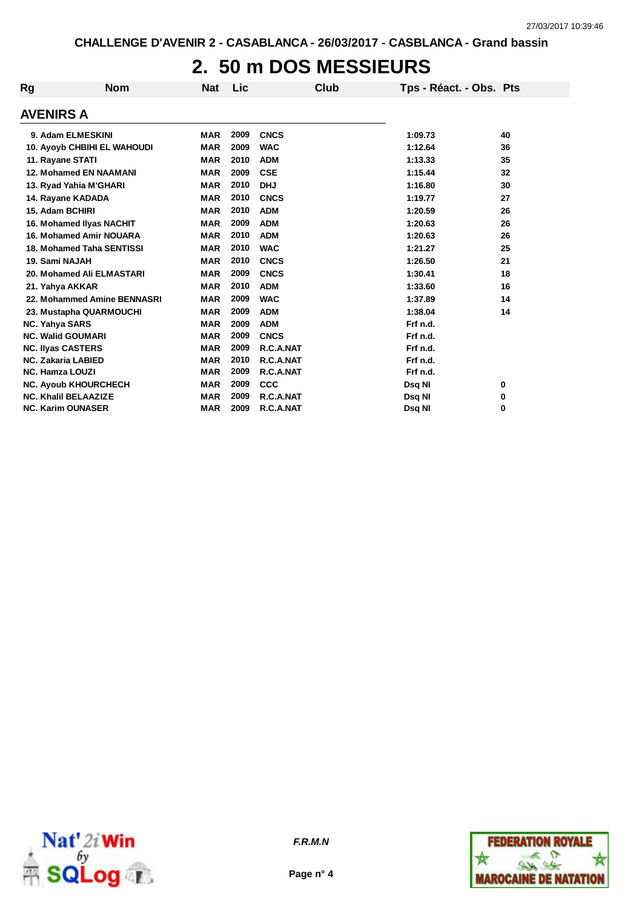CHALLENGE D'AVENIR 2 - CASABLANCA - 26/03/2017 - CASBLANCA - Grand bassin

# 2. 50 m DOS MESSIEURS

## AVENIRS A

| Rg | Nom | Nat | Lic | Club | Tps - Réact. - Obs. | Pts |
|---|---|---|---|---|---|---|
| 9. | Adam ELMESKINI | MAR | 2009 | CNCS | 1:09.73 | 40 |
| 10. | Ayoyb CHBIHI EL WAHOUDI | MAR | 2009 | WAC | 1:12.64 | 36 |
| 11. | Rayane STATI | MAR | 2010 | ADM | 1:13.33 | 35 |
| 12. | Mohamed EN NAAMANI | MAR | 2009 | CSE | 1:15.44 | 32 |
| 13. | Ryad Yahia M'GHARI | MAR | 2010 | DHJ | 1:16.80 | 30 |
| 14. | Rayane KADADA | MAR | 2010 | CNCS | 1:19.77 | 27 |
| 15. | Adam BCHIRI | MAR | 2010 | ADM | 1:20.59 | 26 |
| 16. | Mohamed Ilyas NACHIT | MAR | 2009 | ADM | 1:20.63 | 26 |
| 16. | Mohamed Amir NOUARA | MAR | 2010 | ADM | 1:20.63 | 26 |
| 18. | Mohamed Taha SENTISSI | MAR | 2010 | WAC | 1:21.27 | 25 |
| 19. | Sami NAJAH | MAR | 2010 | CNCS | 1:26.50 | 21 |
| 20. | Mohamed Ali ELMASTARI | MAR | 2009 | CNCS | 1:30.41 | 18 |
| 21. | Yahya AKKAR | MAR | 2010 | ADM | 1:33.60 | 16 |
| 22. | Mohammed Amine BENNASRI | MAR | 2009 | WAC | 1:37.89 | 14 |
| 23. | Mustapha QUARMOUCHI | MAR | 2009 | ADM | 1:38.04 | 14 |
| NC. | Yahya SARS | MAR | 2009 | ADM | Frf n.d. | |
| NC. | Walid GOUMARI | MAR | 2009 | CNCS | Frf n.d. | |
| NC. | Ilyas CASTERS | MAR | 2009 | R.C.A.NAT | Frf n.d. | |
| NC. | Zakaria LABIED | MAR | 2010 | R.C.A.NAT | Frf n.d. | |
| NC. | Hamza LOUZI | MAR | 2009 | R.C.A.NAT | Frf n.d. | |
| NC. | Ayoub KHOURCHECH | MAR | 2009 | CCC | Dsq NI | 0 |
| NC. | Khalil BELAAZIZE | MAR | 2009 | R.C.A.NAT | Dsq NI | 0 |
| NC. | Karim OUNASER | MAR | 2009 | R.C.A.NAT | Dsq NI | 0 |

*F.R.M.N*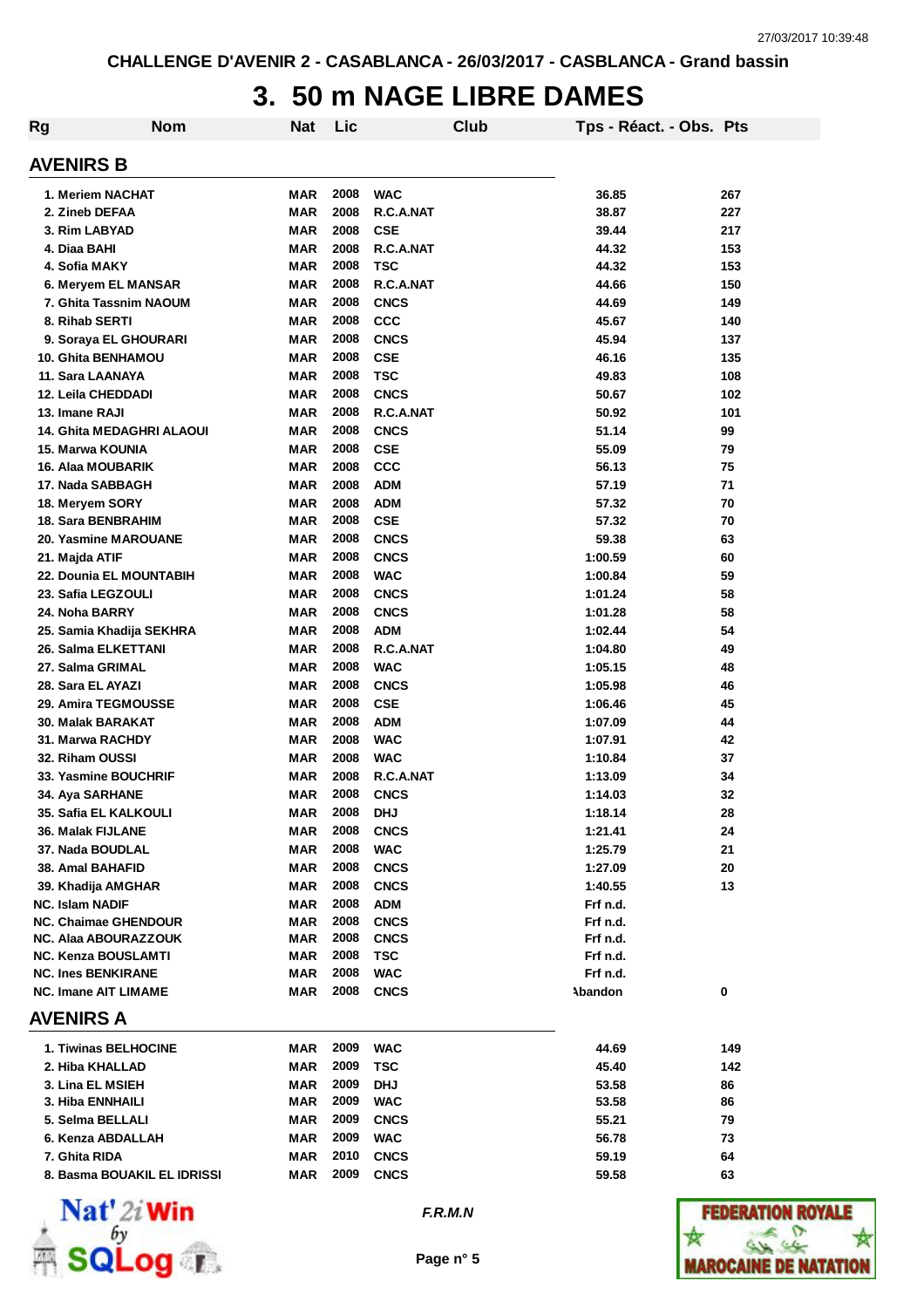CHALLENGE D'AVENIR 2 - CASABLANCA - 26/03/2017 - CASBLANCA - Grand bassin

# 3. 50 m NAGE LIBRE DAMES

| Rg | Nom | Nat | Lic | Club | Tps - Réact. - Obs. | Pts |
|---|---|---|---|---|---|---|

## AVENIRS B

| Rg | Nom | Nat | Lic | Club | Tps - Réact. - Obs. | Pts |
|---|---|---|---|---|---|---|
| 1. | Meriem NACHAT | MAR | 2008 | WAC | 36.85 | 267 |
| 2. | Zineb DEFAA | MAR | 2008 | R.C.A.NAT | 38.87 | 227 |
| 3. | Rim LABYAD | MAR | 2008 | CSE | 39.44 | 217 |
| 4. | Diaa BAHI | MAR | 2008 | R.C.A.NAT | 44.32 | 153 |
| 4. | Sofia MAKY | MAR | 2008 | TSC | 44.32 | 153 |
| 6. | Meryem EL MANSAR | MAR | 2008 | R.C.A.NAT | 44.66 | 150 |
| 7. | Ghita Tassnim NAOUM | MAR | 2008 | CNCS | 44.69 | 149 |
| 8. | Rihab SERTI | MAR | 2008 | CCC | 45.67 | 140 |
| 9. | Soraya EL GHOURARI | MAR | 2008 | CNCS | 45.94 | 137 |
| 10. | Ghita BENHAMOU | MAR | 2008 | CSE | 46.16 | 135 |
| 11. | Sara LAANAYA | MAR | 2008 | TSC | 49.83 | 108 |
| 12. | Leila CHEDDADI | MAR | 2008 | CNCS | 50.67 | 102 |
| 13. | Imane RAJI | MAR | 2008 | R.C.A.NAT | 50.92 | 101 |
| 14. | Ghita MEDAGHRI ALAOUI | MAR | 2008 | CNCS | 51.14 | 99 |
| 15. | Marwa KOUNIA | MAR | 2008 | CSE | 55.09 | 79 |
| 16. | Alaa MOUBARIK | MAR | 2008 | CCC | 56.13 | 75 |
| 17. | Nada SABBAGH | MAR | 2008 | ADM | 57.19 | 71 |
| 18. | Meryem SORY | MAR | 2008 | ADM | 57.32 | 70 |
| 18. | Sara BENBRAHIM | MAR | 2008 | CSE | 57.32 | 70 |
| 20. | Yasmine MAROUANE | MAR | 2008 | CNCS | 59.38 | 63 |
| 21. | Majda ATIF | MAR | 2008 | CNCS | 1:00.59 | 60 |
| 22. | Dounia EL MOUNTABIH | MAR | 2008 | WAC | 1:00.84 | 59 |
| 23. | Safia LEGZOULI | MAR | 2008 | CNCS | 1:01.24 | 58 |
| 24. | Noha BARRY | MAR | 2008 | CNCS | 1:01.28 | 58 |
| 25. | Samia Khadija SEKHRA | MAR | 2008 | ADM | 1:02.44 | 54 |
| 26. | Salma ELKETTANI | MAR | 2008 | R.C.A.NAT | 1:04.80 | 49 |
| 27. | Salma GRIMAL | MAR | 2008 | WAC | 1:05.15 | 48 |
| 28. | Sara EL AYAZI | MAR | 2008 | CNCS | 1:05.98 | 46 |
| 29. | Amira TEGMOUSSE | MAR | 2008 | CSE | 1:06.46 | 45 |
| 30. | Malak BARAKAT | MAR | 2008 | ADM | 1:07.09 | 44 |
| 31. | Marwa RACHDY | MAR | 2008 | WAC | 1:07.91 | 42 |
| 32. | Riham OUSSI | MAR | 2008 | WAC | 1:10.84 | 37 |
| 33. | Yasmine BOUCHRIF | MAR | 2008 | R.C.A.NAT | 1:13.09 | 34 |
| 34. | Aya SARHANE | MAR | 2008 | CNCS | 1:14.03 | 32 |
| 35. | Safia EL KALKOULI | MAR | 2008 | DHJ | 1:18.14 | 28 |
| 36. | Malak FIJLANE | MAR | 2008 | CNCS | 1:21.41 | 24 |
| 37. | Nada BOUDLAL | MAR | 2008 | WAC | 1:25.79 | 21 |
| 38. | Amal BAHAFID | MAR | 2008 | CNCS | 1:27.09 | 20 |
| 39. | Khadija AMGHAR | MAR | 2008 | CNCS | 1:40.55 | 13 |
| NC. | Islam NADIF | MAR | 2008 | ADM | Frf n.d. | |
| NC. | Chaimae GHENDOUR | MAR | 2008 | CNCS | Frf n.d. | |
| NC. | Alaa ABOURAZZOUK | MAR | 2008 | CNCS | Frf n.d. | |
| NC. | Kenza BOUSLAMTI | MAR | 2008 | TSC | Frf n.d. | |
| NC. | Ines BENKIRANE | MAR | 2008 | WAC | Frf n.d. | |
| NC. | Imane AIT LIMAME | MAR | 2008 | CNCS | Abandon | 0 |

## AVENIRS A

| Rg | Nom | Nat | Lic | Club | Tps - Réact. - Obs. | Pts |
|---|---|---|---|---|---|---|
| 1. | Tiwinas BELHOCINE | MAR | 2009 | WAC | 44.69 | 149 |
| 2. | Hiba KHALLAD | MAR | 2009 | TSC | 45.40 | 142 |
| 3. | Lina EL MSIEH | MAR | 2009 | DHJ | 53.58 | 86 |
| 3. | Hiba ENNHAILI | MAR | 2009 | WAC | 53.58 | 86 |
| 5. | Selma BELLALI | MAR | 2009 | CNCS | 55.21 | 79 |
| 6. | Kenza ABDALLAH | MAR | 2009 | WAC | 56.78 | 73 |
| 7. | Ghita RIDA | MAR | 2010 | CNCS | 59.19 | 64 |
| 8. | Basma BOUAKIL EL IDRISSI | MAR | 2009 | CNCS | 59.58 | 63 |

*F.R.M.N*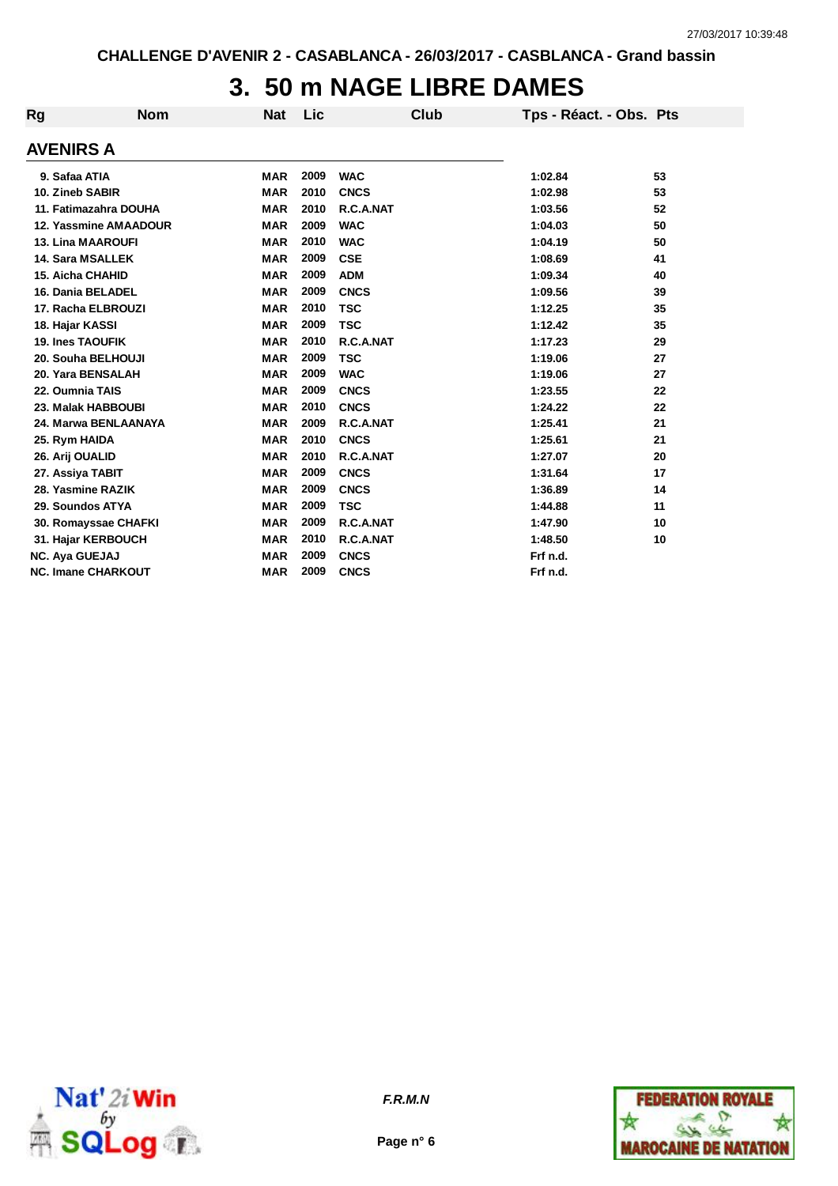CHALLENGE D'AVENIR 2 - CASABLANCA - 26/03/2017 - CASBLANCA - Grand bassin

# 3. 50 m NAGE LIBRE DAMES

## AVENIRS A

| Rg | Nom | Nat | Lic | Club | Tps - Réact. - Obs. | Pts |
|---|---|---|---|---|---|---|
| 9. | Safaa ATIA | MAR | 2009 | WAC | 1:02.84 | 53 |
| 10. | Zineb SABIR | MAR | 2010 | CNCS | 1:02.98 | 53 |
| 11. | Fatimazahra DOUHA | MAR | 2010 | R.C.A.NAT | 1:03.56 | 52 |
| 12. | Yassmine AMAADOUR | MAR | 2009 | WAC | 1:04.03 | 50 |
| 13. | Lina MAAROUFI | MAR | 2010 | WAC | 1:04.19 | 50 |
| 14. | Sara MSALLEK | MAR | 2009 | CSE | 1:08.69 | 41 |
| 15. | Aicha CHAHID | MAR | 2009 | ADM | 1:09.34 | 40 |
| 16. | Dania BELADEL | MAR | 2009 | CNCS | 1:09.56 | 39 |
| 17. | Racha ELBROUZI | MAR | 2010 | TSC | 1:12.25 | 35 |
| 18. | Hajar KASSI | MAR | 2009 | TSC | 1:12.42 | 35 |
| 19. | Ines TAOUFIK | MAR | 2010 | R.C.A.NAT | 1:17.23 | 29 |
| 20. | Souha BELHOUJI | MAR | 2009 | TSC | 1:19.06 | 27 |
| 20. | Yara BENSALAH | MAR | 2009 | WAC | 1:19.06 | 27 |
| 22. | Oumnia TAIS | MAR | 2009 | CNCS | 1:23.55 | 22 |
| 23. | Malak HABBOUBI | MAR | 2010 | CNCS | 1:24.22 | 22 |
| 24. | Marwa BENLAANAYA | MAR | 2009 | R.C.A.NAT | 1:25.41 | 21 |
| 25. | Rym HAIDA | MAR | 2010 | CNCS | 1:25.61 | 21 |
| 26. | Arij OUALID | MAR | 2010 | R.C.A.NAT | 1:27.07 | 20 |
| 27. | Assiya TABIT | MAR | 2009 | CNCS | 1:31.64 | 17 |
| 28. | Yasmine RAZIK | MAR | 2009 | CNCS | 1:36.89 | 14 |
| 29. | Soundos ATYA | MAR | 2009 | TSC | 1:44.88 | 11 |
| 30. | Romayssae CHAFKI | MAR | 2009 | R.C.A.NAT | 1:47.90 | 10 |
| 31. | Hajar KERBOUCH | MAR | 2010 | R.C.A.NAT | 1:48.50 | 10 |
| NC. | Aya GUEJAJ | MAR | 2009 | CNCS | Frf n.d. | |
| NC. | Imane CHARKOUT | MAR | 2009 | CNCS | Frf n.d. | |

*F.R.M.N*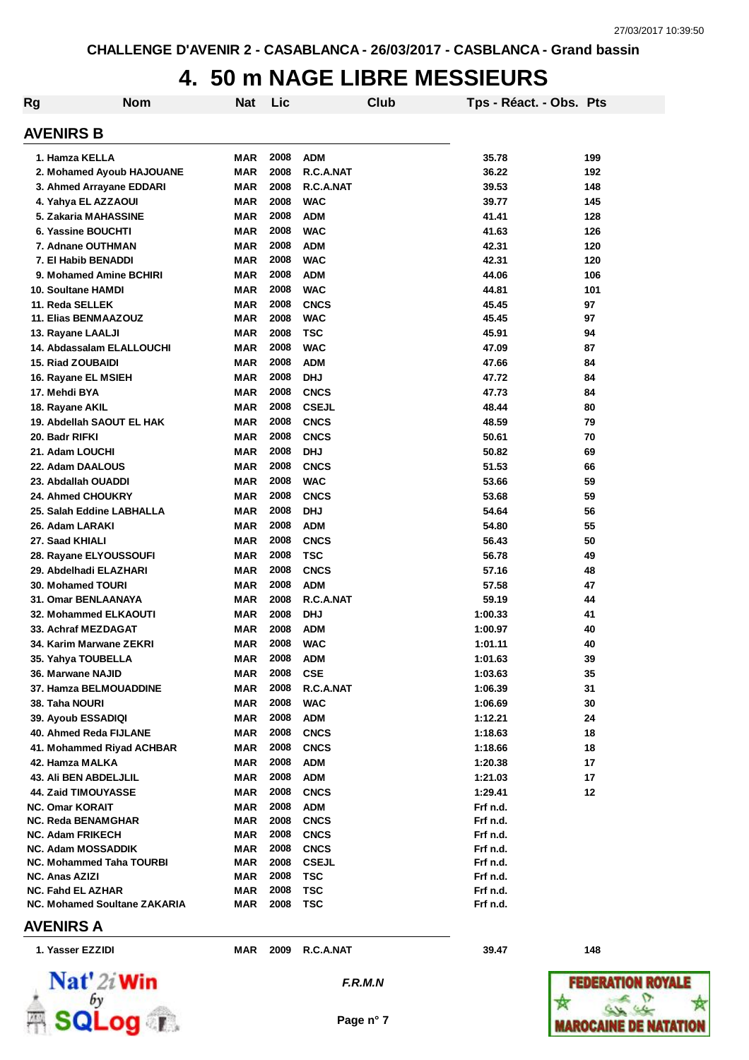CHALLENGE D'AVENIR 2 - CASABLANCA - 26/03/2017 - CASBLANCA - Grand bassin

# 4. 50 m NAGE LIBRE MESSIEURS

| Rg | Nom | Nat | Lic | Club | Tps - Réact. - Obs. | Pts |
|---|---|---|---|---|---|---|

## AVENIRS B

| Rg | Nom | Nat | Lic | Club | Tps - Réact. - Obs. | Pts |
|---|---|---|---|---|---|---|
| 1. | Hamza KELLA | MAR | 2008 | ADM | 35.78 | 199 |
| 2. | Mohamed Ayoub HAJOUANE | MAR | 2008 | R.C.A.NAT | 36.22 | 192 |
| 3. | Ahmed Arrayane EDDARI | MAR | 2008 | R.C.A.NAT | 39.53 | 148 |
| 4. | Yahya EL AZZAOUI | MAR | 2008 | WAC | 39.77 | 145 |
| 5. | Zakaria MAHASSINE | MAR | 2008 | ADM | 41.41 | 128 |
| 6. | Yassine BOUCHTI | MAR | 2008 | WAC | 41.63 | 126 |
| 7. | Adnane OUTHMAN | MAR | 2008 | ADM | 42.31 | 120 |
| 7. | El Habib BENADDI | MAR | 2008 | WAC | 42.31 | 120 |
| 9. | Mohamed Amine BCHIRI | MAR | 2008 | ADM | 44.06 | 106 |
| 10. | Soultane HAMDI | MAR | 2008 | WAC | 44.81 | 101 |
| 11. | Reda SELLEK | MAR | 2008 | CNCS | 45.45 | 97 |
| 11. | Elias BENMAAZOUZ | MAR | 2008 | WAC | 45.45 | 97 |
| 13. | Rayane LAALJI | MAR | 2008 | TSC | 45.91 | 94 |
| 14. | Abdassalam ELALLOUCHI | MAR | 2008 | WAC | 47.09 | 87 |
| 15. | Riad ZOUBAIDI | MAR | 2008 | ADM | 47.66 | 84 |
| 16. | Rayane EL MSIEH | MAR | 2008 | DHJ | 47.72 | 84 |
| 17. | Mehdi BYA | MAR | 2008 | CNCS | 47.73 | 84 |
| 18. | Rayane AKIL | MAR | 2008 | CSEJL | 48.44 | 80 |
| 19. | Abdellah SAOUT EL HAK | MAR | 2008 | CNCS | 48.59 | 79 |
| 20. | Badr RIFKI | MAR | 2008 | CNCS | 50.61 | 70 |
| 21. | Adam LOUCHI | MAR | 2008 | DHJ | 50.82 | 69 |
| 22. | Adam DAALOUS | MAR | 2008 | CNCS | 51.53 | 66 |
| 23. | Abdallah OUADDI | MAR | 2008 | WAC | 53.66 | 59 |
| 24. | Ahmed CHOUKRY | MAR | 2008 | CNCS | 53.68 | 59 |
| 25. | Salah Eddine LABHALLA | MAR | 2008 | DHJ | 54.64 | 56 |
| 26. | Adam LARAKI | MAR | 2008 | ADM | 54.80 | 55 |
| 27. | Saad KHIALI | MAR | 2008 | CNCS | 56.43 | 50 |
| 28. | Rayane ELYOUSSOUFI | MAR | 2008 | TSC | 56.78 | 49 |
| 29. | Abdelhadi ELAZHARI | MAR | 2008 | CNCS | 57.16 | 48 |
| 30. | Mohamed TOURI | MAR | 2008 | ADM | 57.58 | 47 |
| 31. | Omar BENLAANAYA | MAR | 2008 | R.C.A.NAT | 59.19 | 44 |
| 32. | Mohammed ELKAOUTI | MAR | 2008 | DHJ | 1:00.33 | 41 |
| 33. | Achraf MEZDAGAT | MAR | 2008 | ADM | 1:00.97 | 40 |
| 34. | Karim Marwane ZEKRI | MAR | 2008 | WAC | 1:01.11 | 40 |
| 35. | Yahya TOUBELLA | MAR | 2008 | ADM | 1:01.63 | 39 |
| 36. | Marwane NAJID | MAR | 2008 | CSE | 1:03.63 | 35 |
| 37. | Hamza BELMOUADDINE | MAR | 2008 | R.C.A.NAT | 1:06.39 | 31 |
| 38. | Taha NOURI | MAR | 2008 | WAC | 1:06.69 | 30 |
| 39. | Ayoub ESSADIQI | MAR | 2008 | ADM | 1:12.21 | 24 |
| 40. | Ahmed Reda FIJLANE | MAR | 2008 | CNCS | 1:18.63 | 18 |
| 41. | Mohammed Riyad ACHBAR | MAR | 2008 | CNCS | 1:18.66 | 18 |
| 42. | Hamza MALKA | MAR | 2008 | ADM | 1:20.38 | 17 |
| 43. | Ali BEN ABDELJLIL | MAR | 2008 | ADM | 1:21.03 | 17 |
| 44. | Zaid TIMOUYASSE | MAR | 2008 | CNCS | 1:29.41 | 12 |
| NC. | Omar KORAIT | MAR | 2008 | ADM | Frf n.d. | |
| NC. | Reda BENAMGHAR | MAR | 2008 | CNCS | Frf n.d. | |
| NC. | Adam FRIKECH | MAR | 2008 | CNCS | Frf n.d. | |
| NC. | Adam MOSSADDIK | MAR | 2008 | CNCS | Frf n.d. | |
| NC. | Mohammed Taha TOURBI | MAR | 2008 | CSEJL | Frf n.d. | |
| NC. | Anas AZIZI | MAR | 2008 | TSC | Frf n.d. | |
| NC. | Fahd EL AZHAR | MAR | 2008 | TSC | Frf n.d. | |
| NC. | Mohamed Soultane ZAKARIA | MAR | 2008 | TSC | Frf n.d. | |

## AVENIRS A

| Rg | Nom | Nat | Lic | Club | Tps - Réact. - Obs. | Pts |
|---|---|---|---|---|---|---|
| 1. | Yasser EZZIDI | MAR | 2009 | R.C.A.NAT | 39.47 | 148 |

*F.R.M.N*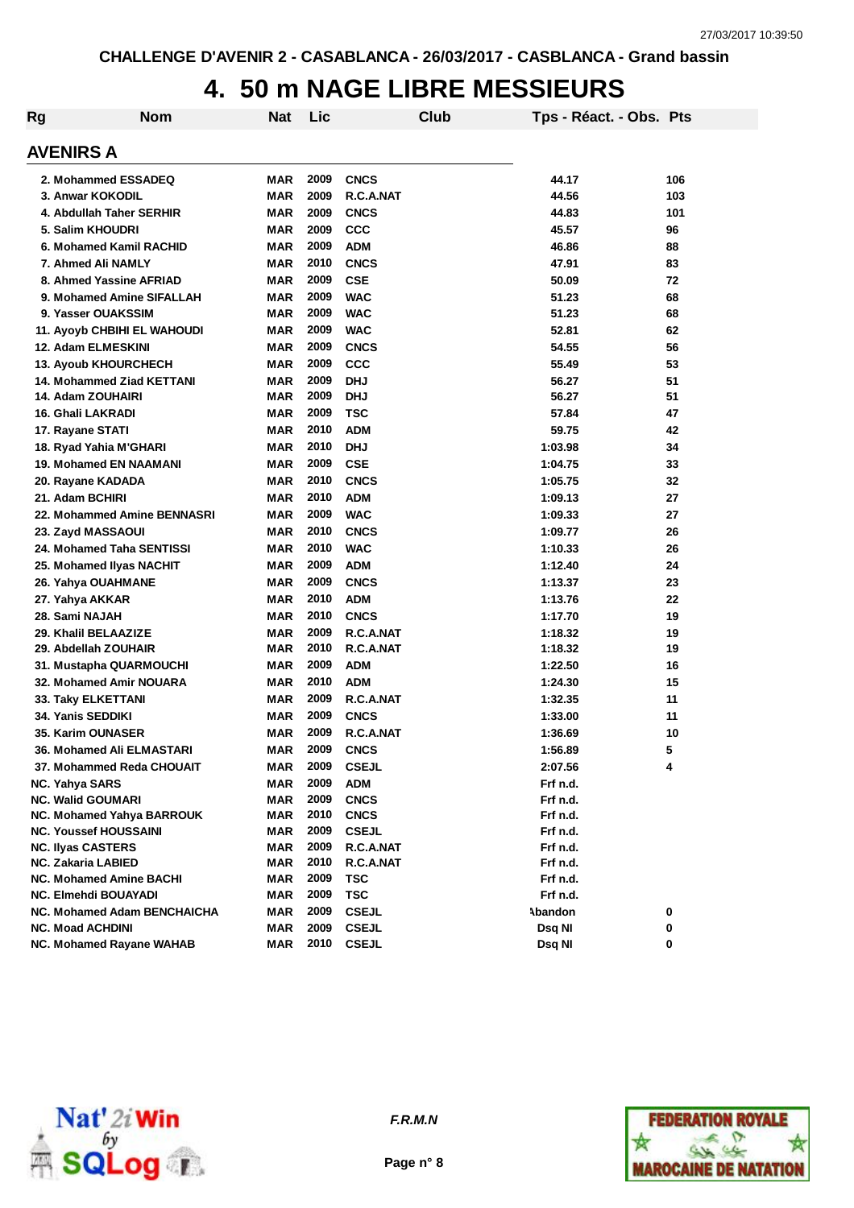CHALLENGE D'AVENIR 2 - CASABLANCA - 26/03/2017 - CASBLANCA - Grand bassin

# 4. 50 m NAGE LIBRE MESSIEURS

## AVENIRS A

| Rg | Nom | Nat | Lic | Club | Tps - Réact. - Obs. | Pts |
|---|---|---|---|---|---|---|
| 2. | Mohammed ESSADEQ | MAR | 2009 | CNCS | 44.17 | 106 |
| 3. | Anwar KOKODIL | MAR | 2009 | R.C.A.NAT | 44.56 | 103 |
| 4. | Abdullah Taher SERHIR | MAR | 2009 | CNCS | 44.83 | 101 |
| 5. | Salim KHOUDRI | MAR | 2009 | CCC | 45.57 | 96 |
| 6. | Mohamed Kamil RACHID | MAR | 2009 | ADM | 46.86 | 88 |
| 7. | Ahmed Ali NAMLY | MAR | 2010 | CNCS | 47.91 | 83 |
| 8. | Ahmed Yassine AFRIAD | MAR | 2009 | CSE | 50.09 | 72 |
| 9. | Mohamed Amine SIFALLAH | MAR | 2009 | WAC | 51.23 | 68 |
| 9. | Yasser OUAKSSIM | MAR | 2009 | WAC | 51.23 | 68 |
| 11. | Ayoyb CHBIHI EL WAHOUDI | MAR | 2009 | WAC | 52.81 | 62 |
| 12. | Adam ELMESKINI | MAR | 2009 | CNCS | 54.55 | 56 |
| 13. | Ayoub KHOURCHECH | MAR | 2009 | CCC | 55.49 | 53 |
| 14. | Mohammed Ziad KETTANI | MAR | 2009 | DHJ | 56.27 | 51 |
| 14. | Adam ZOUHAIRI | MAR | 2009 | DHJ | 56.27 | 51 |
| 16. | Ghali LAKRADI | MAR | 2009 | TSC | 57.84 | 47 |
| 17. | Rayane STATI | MAR | 2010 | ADM | 59.75 | 42 |
| 18. | Ryad Yahia M'GHARI | MAR | 2010 | DHJ | 1:03.98 | 34 |
| 19. | Mohamed EN NAAMANI | MAR | 2009 | CSE | 1:04.75 | 33 |
| 20. | Rayane KADADA | MAR | 2010 | CNCS | 1:05.75 | 32 |
| 21. | Adam BCHIRI | MAR | 2010 | ADM | 1:09.13 | 27 |
| 22. | Mohammed Amine BENNASRI | MAR | 2009 | WAC | 1:09.33 | 27 |
| 23. | Zayd MASSAOUI | MAR | 2010 | CNCS | 1:09.77 | 26 |
| 24. | Mohamed Taha SENTISSI | MAR | 2010 | WAC | 1:10.33 | 26 |
| 25. | Mohamed Ilyas NACHIT | MAR | 2009 | ADM | 1:12.40 | 24 |
| 26. | Yahya OUAHMANE | MAR | 2009 | CNCS | 1:13.37 | 23 |
| 27. | Yahya AKKAR | MAR | 2010 | ADM | 1:13.76 | 22 |
| 28. | Sami NAJAH | MAR | 2010 | CNCS | 1:17.70 | 19 |
| 29. | Khalil BELAAZIZE | MAR | 2009 | R.C.A.NAT | 1:18.32 | 19 |
| 29. | Abdellah ZOUHAIR | MAR | 2010 | R.C.A.NAT | 1:18.32 | 19 |
| 31. | Mustapha QUARMOUCHI | MAR | 2009 | ADM | 1:22.50 | 16 |
| 32. | Mohamed Amir NOUARA | MAR | 2010 | ADM | 1:24.30 | 15 |
| 33. | Taky ELKETTANI | MAR | 2009 | R.C.A.NAT | 1:32.35 | 11 |
| 34. | Yanis SEDDIKI | MAR | 2009 | CNCS | 1:33.00 | 11 |
| 35. | Karim OUNASER | MAR | 2009 | R.C.A.NAT | 1:36.69 | 10 |
| 36. | Mohamed Ali ELMASTARI | MAR | 2009 | CNCS | 1:56.89 | 5 |
| 37. | Mohammed Reda CHOUAIT | MAR | 2009 | CSEJL | 2:07.56 | 4 |
| NC. | Yahya SARS | MAR | 2009 | ADM | Frf n.d. | |
| NC. | Walid GOUMARI | MAR | 2009 | CNCS | Frf n.d. | |
| NC. | Mohamed Yahya BARROUK | MAR | 2010 | CNCS | Frf n.d. | |
| NC. | Youssef HOUSSAINI | MAR | 2009 | CSEJL | Frf n.d. | |
| NC. | Ilyas CASTERS | MAR | 2009 | R.C.A.NAT | Frf n.d. | |
| NC. | Zakaria LABIED | MAR | 2010 | R.C.A.NAT | Frf n.d. | |
| NC. | Mohamed Amine BACHI | MAR | 2009 | TSC | Frf n.d. | |
| NC. | Elmehdi BOUAYADI | MAR | 2009 | TSC | Frf n.d. | |
| NC. | Mohamed Adam BENCHAICHA | MAR | 2009 | CSEJL | Abandon | 0 |
| NC. | Moad ACHDINI | MAR | 2009 | CSEJL | Dsq NI | 0 |
| NC. | Mohamed Rayane WAHAB | MAR | 2010 | CSEJL | Dsq NI | 0 |

F.R.M.N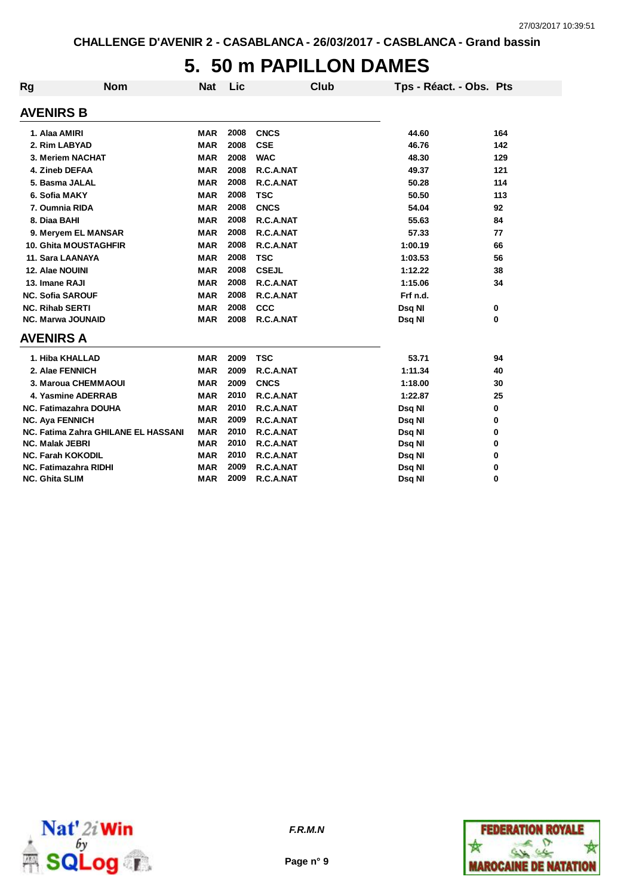CHALLENGE D'AVENIR 2 - CASABLANCA - 26/03/2017 - CASBLANCA - Grand bassin

# 5. 50 m PAPILLON DAMES

| Rg | Nom | Nat | Lic | Club | Tps - Réact. - Obs. | Pts |
|---|---|---|---|---|---|---|

## AVENIRS B

| Rg | Nom | Nat | Lic | Club | Tps - Réact. - Obs. | Pts |
|---|---|---|---|---|---|---|
| 1. | Alaa AMIRI | MAR | 2008 | CNCS | 44.60 | 164 |
| 2. | Rim LABYAD | MAR | 2008 | CSE | 46.76 | 142 |
| 3. | Meriem NACHAT | MAR | 2008 | WAC | 48.30 | 129 |
| 4. | Zineb DEFAA | MAR | 2008 | R.C.A.NAT | 49.37 | 121 |
| 5. | Basma JALAL | MAR | 2008 | R.C.A.NAT | 50.28 | 114 |
| 6. | Sofia MAKY | MAR | 2008 | TSC | 50.50 | 113 |
| 7. | Oumnia RIDA | MAR | 2008 | CNCS | 54.04 | 92 |
| 8. | Diaa BAHI | MAR | 2008 | R.C.A.NAT | 55.63 | 84 |
| 9. | Meryem EL MANSAR | MAR | 2008 | R.C.A.NAT | 57.33 | 77 |
| 10. | Ghita MOUSTAGHFIR | MAR | 2008 | R.C.A.NAT | 1:00.19 | 66 |
| 11. | Sara LAANAYA | MAR | 2008 | TSC | 1:03.53 | 56 |
| 12. | Alae NOUINI | MAR | 2008 | CSEJL | 1:12.22 | 38 |
| 13. | Imane RAJI | MAR | 2008 | R.C.A.NAT | 1:15.06 | 34 |
| NC. | Sofia SAROUF | MAR | 2008 | R.C.A.NAT | Frf n.d. | |
| NC. | Rihab SERTI | MAR | 2008 | CCC | Dsq NI | 0 |
| NC. | Marwa JOUNAID | MAR | 2008 | R.C.A.NAT | Dsq NI | 0 |

## AVENIRS A

| Rg | Nom | Nat | Lic | Club | Tps - Réact. - Obs. | Pts |
|---|---|---|---|---|---|---|
| 1. | Hiba KHALLAD | MAR | 2009 | TSC | 53.71 | 94 |
| 2. | Alae FENNICH | MAR | 2009 | R.C.A.NAT | 1:11.34 | 40 |
| 3. | Maroua CHEMMAOUI | MAR | 2009 | CNCS | 1:18.00 | 30 |
| 4. | Yasmine ADERRAB | MAR | 2010 | R.C.A.NAT | 1:22.87 | 25 |
| NC. | Fatimazahra DOUHA | MAR | 2010 | R.C.A.NAT | Dsq NI | 0 |
| NC. | Aya FENNICH | MAR | 2009 | R.C.A.NAT | Dsq NI | 0 |
| NC. | Fatima Zahra GHILANE EL HASSANI | MAR | 2010 | R.C.A.NAT | Dsq NI | 0 |
| NC. | Malak JEBRI | MAR | 2010 | R.C.A.NAT | Dsq NI | 0 |
| NC. | Farah KOKODIL | MAR | 2010 | R.C.A.NAT | Dsq NI | 0 |
| NC. | Fatimazahra RIDHI | MAR | 2009 | R.C.A.NAT | Dsq NI | 0 |
| NC. | Ghita SLIM | MAR | 2009 | R.C.A.NAT | Dsq NI | 0 |

*F.R.M.N*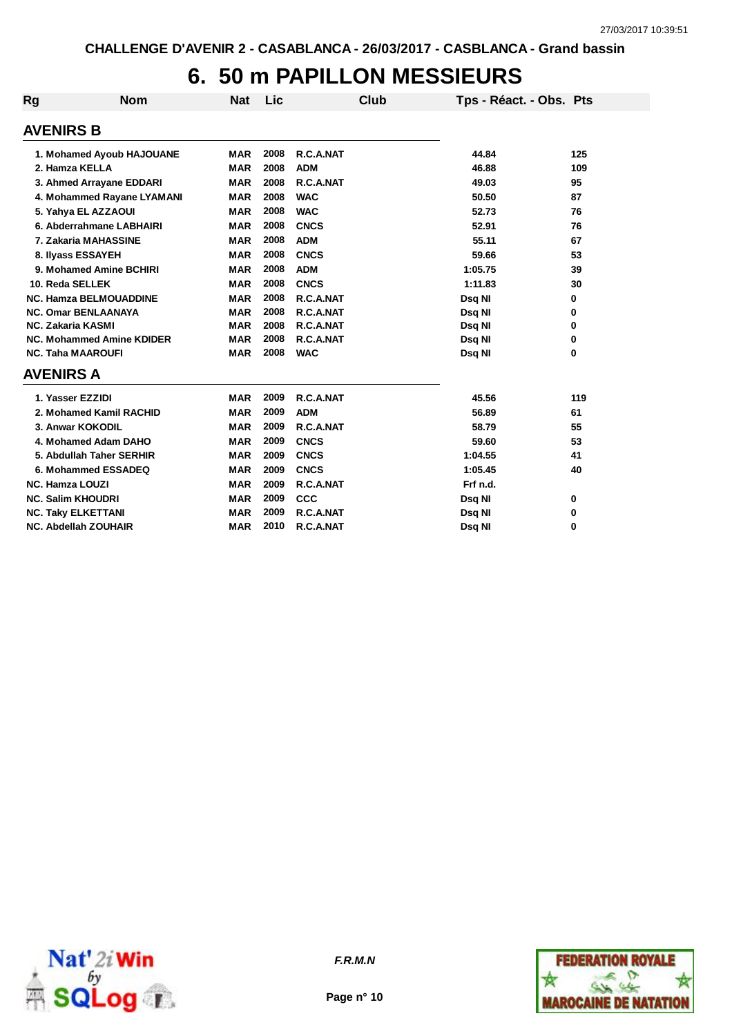CHALLENGE D'AVENIR 2 - CASABLANCA - 26/03/2017 - CASBLANCA - Grand bassin

# 6. 50 m PAPILLON MESSIEURS

| Rg | Nom | Nat | Lic | Club | Tps - Réact. - Obs. | Pts |
|---|---|---|---|---|---|---|

## AVENIRS B

| Rg | Nom | Nat | Lic | Club | Tps - Réact. - Obs. | Pts |
|---|---|---|---|---|---|---|
| 1. | Mohamed Ayoub HAJOUANE | MAR | 2008 | R.C.A.NAT | 44.84 | 125 |
| 2. | Hamza KELLA | MAR | 2008 | ADM | 46.88 | 109 |
| 3. | Ahmed Arrayane EDDARI | MAR | 2008 | R.C.A.NAT | 49.03 | 95 |
| 4. | Mohammed Rayane LYAMANI | MAR | 2008 | WAC | 50.50 | 87 |
| 5. | Yahya EL AZZAOUI | MAR | 2008 | WAC | 52.73 | 76 |
| 6. | Abderrahmane LABHAIRI | MAR | 2008 | CNCS | 52.91 | 76 |
| 7. | Zakaria MAHASSINE | MAR | 2008 | ADM | 55.11 | 67 |
| 8. | Ilyass ESSAYEH | MAR | 2008 | CNCS | 59.66 | 53 |
| 9. | Mohamed Amine BCHIRI | MAR | 2008 | ADM | 1:05.75 | 39 |
| 10. | Reda SELLEK | MAR | 2008 | CNCS | 1:11.83 | 30 |
| NC. | Hamza BELMOUADDINE | MAR | 2008 | R.C.A.NAT | Dsq NI | 0 |
| NC. | Omar BENLAANAYA | MAR | 2008 | R.C.A.NAT | Dsq NI | 0 |
| NC. | Zakaria KASMI | MAR | 2008 | R.C.A.NAT | Dsq NI | 0 |
| NC. | Mohammed Amine KDIDER | MAR | 2008 | R.C.A.NAT | Dsq NI | 0 |
| NC. | Taha MAAROUFI | MAR | 2008 | WAC | Dsq NI | 0 |

## AVENIRS A

| Rg | Nom | Nat | Lic | Club | Tps - Réact. - Obs. | Pts |
|---|---|---|---|---|---|---|
| 1. | Yasser EZZIDI | MAR | 2009 | R.C.A.NAT | 45.56 | 119 |
| 2. | Mohamed Kamil RACHID | MAR | 2009 | ADM | 56.89 | 61 |
| 3. | Anwar KOKODIL | MAR | 2009 | R.C.A.NAT | 58.79 | 55 |
| 4. | Mohamed Adam DAHO | MAR | 2009 | CNCS | 59.60 | 53 |
| 5. | Abdullah Taher SERHIR | MAR | 2009 | CNCS | 1:04.55 | 41 |
| 6. | Mohammed ESSADEQ | MAR | 2009 | CNCS | 1:05.45 | 40 |
| NC. | Hamza LOUZI | MAR | 2009 | R.C.A.NAT | Frf n.d. | |
| NC. | Salim KHOUDRI | MAR | 2009 | CCC | Dsq NI | 0 |
| NC. | Taky ELKETTANI | MAR | 2009 | R.C.A.NAT | Dsq NI | 0 |
| NC. | Abdellah ZOUHAIR | MAR | 2010 | R.C.A.NAT | Dsq NI | 0 |

*F.R.M.N*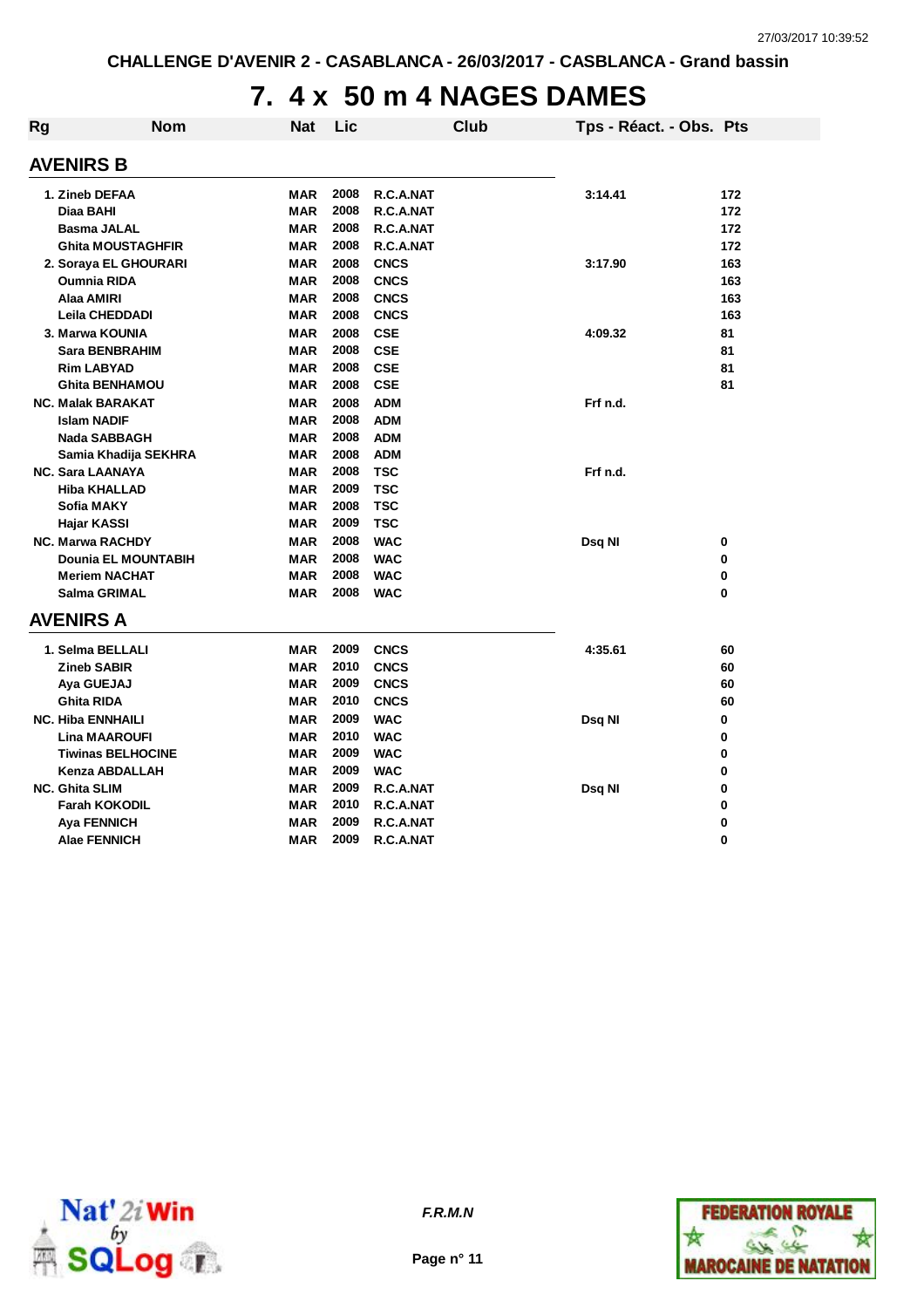CHALLENGE D'AVENIR 2 - CASABLANCA - 26/03/2017 - CASBLANCA - Grand bassin

# 7. 4 x 50 m 4 NAGES DAMES

| Rg | Nom | Nat | Lic | Club | Tps - Réact. - Obs. | Pts |
|---|---|---|---|---|---|---|
| **AVENIRS B** | | | | | | |
| 1. | Zineb DEFAA | MAR | 2008 | R.C.A.NAT | 3:14.41 | 172 |
| | Diaa BAHI | MAR | 2008 | R.C.A.NAT | | 172 |
| | Basma JALAL | MAR | 2008 | R.C.A.NAT | | 172 |
| | Ghita MOUSTAGHFIR | MAR | 2008 | R.C.A.NAT | | 172 |
| 2. | Soraya EL GHOURARI | MAR | 2008 | CNCS | 3:17.90 | 163 |
| | Oumnia RIDA | MAR | 2008 | CNCS | | 163 |
| | Alaa AMIRI | MAR | 2008 | CNCS | | 163 |
| | Leila CHEDDADI | MAR | 2008 | CNCS | | 163 |
| 3. | Marwa KOUNIA | MAR | 2008 | CSE | 4:09.32 | 81 |
| | Sara BENBRAHIM | MAR | 2008 | CSE | | 81 |
| | Rim LABYAD | MAR | 2008 | CSE | | 81 |
| | Ghita BENHAMOU | MAR | 2008 | CSE | | 81 |
| NC. | Malak BARAKAT | MAR | 2008 | ADM | Frf n.d. | |
| | Islam NADIF | MAR | 2008 | ADM | | |
| | Nada SABBAGH | MAR | 2008 | ADM | | |
| | Samia Khadija SEKHRA | MAR | 2008 | ADM | | |
| NC. | Sara LAANAYA | MAR | 2008 | TSC | Frf n.d. | |
| | Hiba KHALLAD | MAR | 2009 | TSC | | |
| | Sofia MAKY | MAR | 2008 | TSC | | |
| | Hajar KASSI | MAR | 2009 | TSC | | |
| NC. | Marwa RACHDY | MAR | 2008 | WAC | Dsq NI | 0 |
| | Dounia EL MOUNTABIH | MAR | 2008 | WAC | | 0 |
| | Meriem NACHAT | MAR | 2008 | WAC | | 0 |
| | Salma GRIMAL | MAR | 2008 | WAC | | 0 |
| **AVENIRS A** | | | | | | |
| 1. | Selma BELLALI | MAR | 2009 | CNCS | 4:35.61 | 60 |
| | Zineb SABIR | MAR | 2010 | CNCS | | 60 |
| | Aya GUEJAJ | MAR | 2009 | CNCS | | 60 |
| | Ghita RIDA | MAR | 2010 | CNCS | | 60 |
| NC. | Hiba ENNHAILI | MAR | 2009 | WAC | Dsq NI | 0 |
| | Lina MAAROUFI | MAR | 2010 | WAC | | 0 |
| | Tiwinas BELHOCINE | MAR | 2009 | WAC | | 0 |
| | Kenza ABDALLAH | MAR | 2009 | WAC | | 0 |
| NC. | Ghita SLIM | MAR | 2009 | R.C.A.NAT | Dsq NI | 0 |
| | Farah KOKODIL | MAR | 2010 | R.C.A.NAT | | 0 |
| | Aya FENNICH | MAR | 2009 | R.C.A.NAT | | 0 |
| | Alae FENNICH | MAR | 2009 | R.C.A.NAT | | 0 |

*F.R.M.N*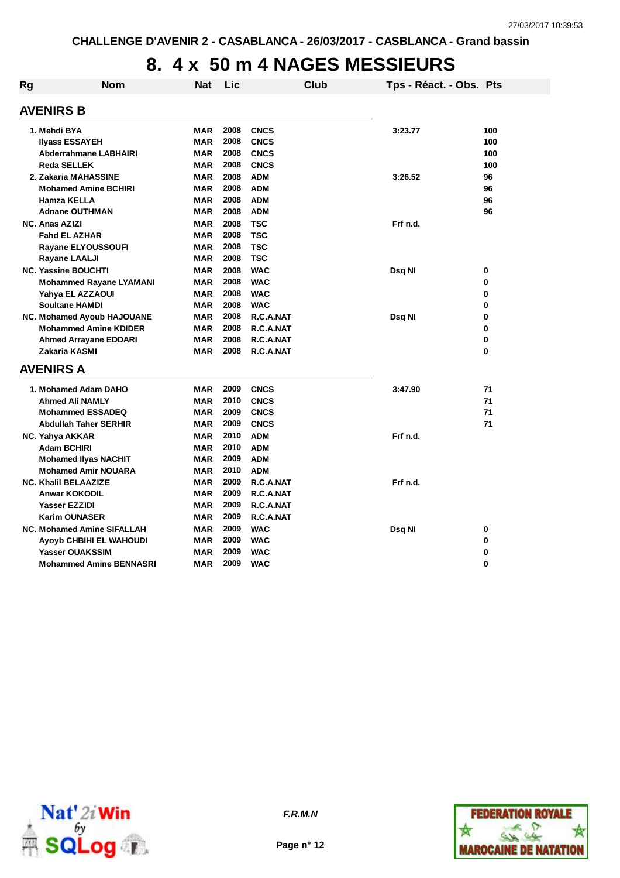CHALLENGE D'AVENIR 2 - CASABLANCA - 26/03/2017 - CASBLANCA - Grand bassin

# 8. 4 x 50 m 4 NAGES MESSIEURS

| Rg | Nom | Nat | Lic | Club | Tps - Réact. - Obs. | Pts |
|---|---|---|---|---|---|---|
| **AVENIRS B** | | | | | | |
| 1. | Mehdi BYA | MAR | 2008 | CNCS | 3:23.77 | 100 |
| | Ilyass ESSAYEH | MAR | 2008 | CNCS | | 100 |
| | Abderrahmane LABHAIRI | MAR | 2008 | CNCS | | 100 |
| | Reda SELLEK | MAR | 2008 | CNCS | | 100 |
| 2. | Zakaria MAHASSINE | MAR | 2008 | ADM | 3:26.52 | 96 |
| | Mohamed Amine BCHIRI | MAR | 2008 | ADM | | 96 |
| | Hamza KELLA | MAR | 2008 | ADM | | 96 |
| | Adnane OUTHMAN | MAR | 2008 | ADM | | 96 |
| NC. | Anas AZIZI | MAR | 2008 | TSC | Frf n.d. | |
| | Fahd EL AZHAR | MAR | 2008 | TSC | | |
| | Rayane ELYOUSSOUFI | MAR | 2008 | TSC | | |
| | Rayane LAALJI | MAR | 2008 | TSC | | |
| NC. | Yassine BOUCHTI | MAR | 2008 | WAC | Dsq NI | 0 |
| | Mohammed Rayane LYAMANI | MAR | 2008 | WAC | | 0 |
| | Yahya EL AZZAOUI | MAR | 2008 | WAC | | 0 |
| | Soultane HAMDI | MAR | 2008 | WAC | | 0 |
| NC. | Mohamed Ayoub HAJOUANE | MAR | 2008 | R.C.A.NAT | Dsq NI | 0 |
| | Mohammed Amine KDIDER | MAR | 2008 | R.C.A.NAT | | 0 |
| | Ahmed Arrayane EDDARI | MAR | 2008 | R.C.A.NAT | | 0 |
| | Zakaria KASMI | MAR | 2008 | R.C.A.NAT | | 0 |
| **AVENIRS A** | | | | | | |
| 1. | Mohamed Adam DAHO | MAR | 2009 | CNCS | 3:47.90 | 71 |
| | Ahmed Ali NAMLY | MAR | 2010 | CNCS | | 71 |
| | Mohammed ESSADEQ | MAR | 2009 | CNCS | | 71 |
| | Abdullah Taher SERHIR | MAR | 2009 | CNCS | | 71 |
| NC. | Yahya AKKAR | MAR | 2010 | ADM | Frf n.d. | |
| | Adam BCHIRI | MAR | 2010 | ADM | | |
| | Mohamed Ilyas NACHIT | MAR | 2009 | ADM | | |
| | Mohamed Amir NOUARA | MAR | 2010 | ADM | | |
| NC. | Khalil BELAAZIZE | MAR | 2009 | R.C.A.NAT | Frf n.d. | |
| | Anwar KOKODIL | MAR | 2009 | R.C.A.NAT | | |
| | Yasser EZZIDI | MAR | 2009 | R.C.A.NAT | | |
| | Karim OUNASER | MAR | 2009 | R.C.A.NAT | | |
| NC. | Mohamed Amine SIFALLAH | MAR | 2009 | WAC | Dsq NI | 0 |
| | Ayoyb CHBIHI EL WAHOUDI | MAR | 2009 | WAC | | 0 |
| | Yasser OUAKSSIM | MAR | 2009 | WAC | | 0 |
| | Mohammed Amine BENNASRI | MAR | 2009 | WAC | | 0 |

F.R.M.N